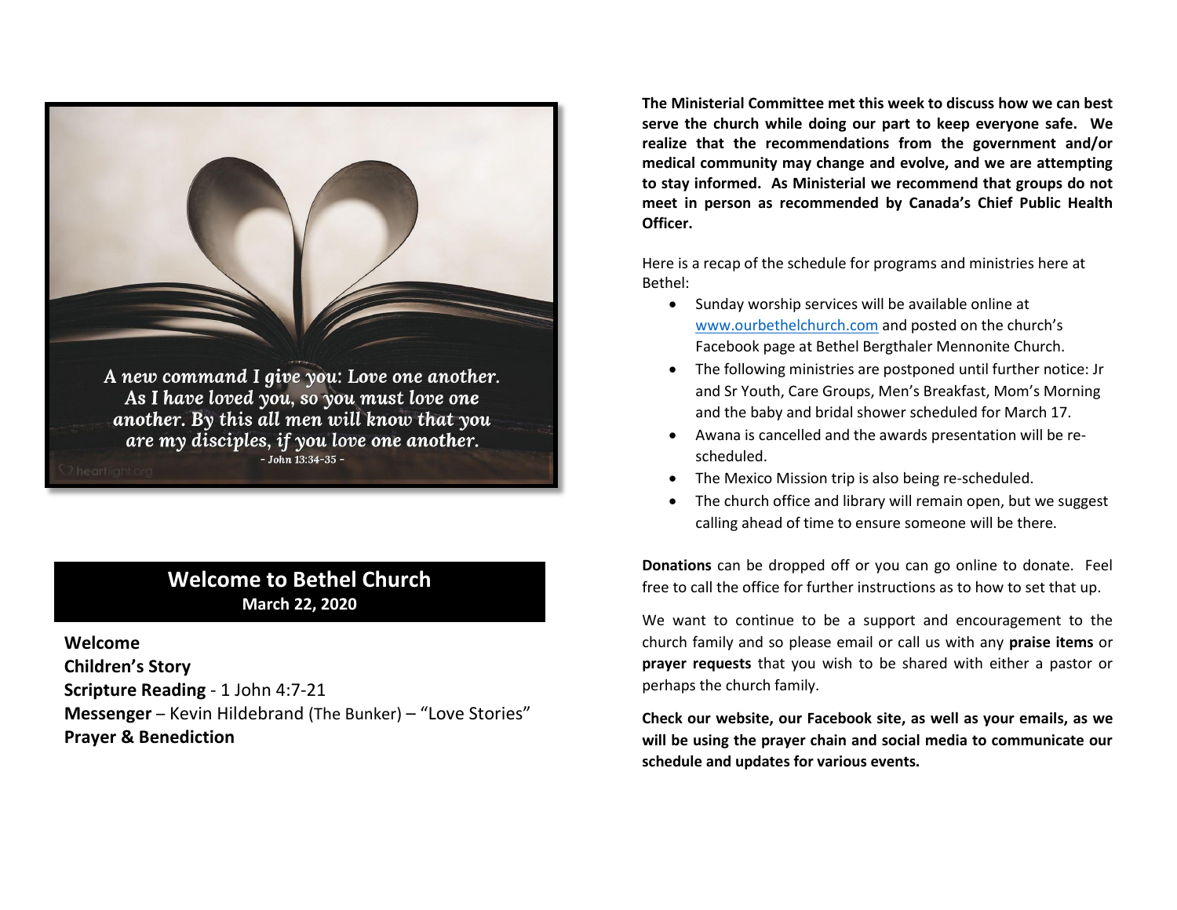A new command I give you: Love one another. As I have loved you, so you must love one another. By this all men will know that you are my disciples, if you love one another.
- John 13:34-35 -

# Welcome to Bethel Church
**March 22, 2020**

**Welcome**
**Children's Story**
**Scripture Reading** - 1 John 4:7-21
**Messenger** – Kevin Hildebrand (The Bunker) – "Love Stories"
**Prayer & Benediction**

**The Ministerial Committee met this week to discuss how we can best serve the church while doing our part to keep everyone safe. We realize that the recommendations from the government and/or medical community may change and evolve, and we are attempting to stay informed. As Ministerial we recommend that groups do not meet in person as recommended by Canada's Chief Public Health Officer.**

Here is a recap of the schedule for programs and ministries here at Bethel:

- Sunday worship services will be available online at www.ourbethelchurch.com and posted on the church's Facebook page at Bethel Bergthaler Mennonite Church.
- The following ministries are postponed until further notice: Jr and Sr Youth, Care Groups, Men's Breakfast, Mom's Morning and the baby and bridal shower scheduled for March 17.
- Awana is cancelled and the awards presentation will be re-scheduled.
- The Mexico Mission trip is also being re-scheduled.
- The church office and library will remain open, but we suggest calling ahead of time to ensure someone will be there.

**Donations** can be dropped off or you can go online to donate. Feel free to call the office for further instructions as to how to set that up.

We want to continue to be a support and encouragement to the church family and so please email or call us with any **praise items** or **prayer requests** that you wish to be shared with either a pastor or perhaps the church family.

**Check our website, our Facebook site, as well as your emails, as we will be using the prayer chain and social media to communicate our schedule and updates for various events.**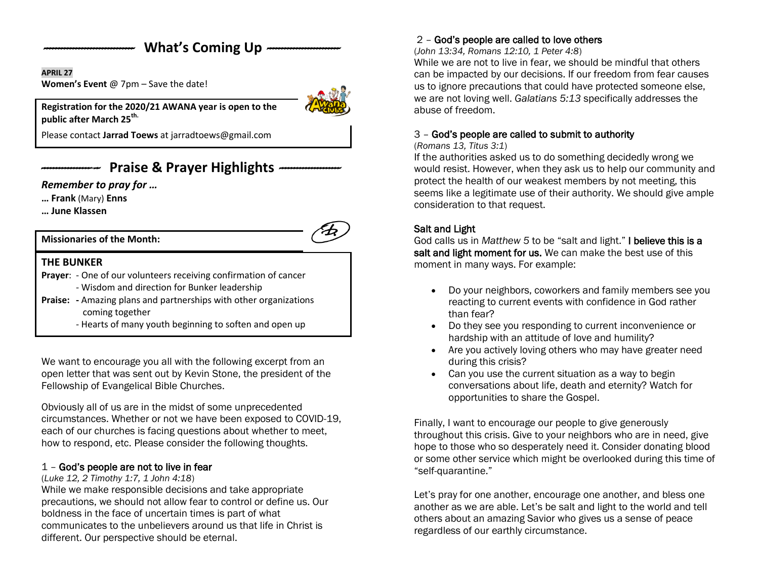## What's Coming Up

**APRIL 27**

**Women's Event** @ 7pm – Save the date!

**Registration for the 2020/21 AWANA year is open to the public after March 25th.**

Please contact **Jarrad Toews** at jarradtoews@gmail.com

## Praise & Prayer Highlights

***Remember to pray for …***

**… Frank** (Mary) **Enns**

**… June Klassen**

**Missionaries of the Month:**

**THE BUNKER**

**Prayer**:
- One of our volunteers receiving confirmation of cancer
- Wisdom and direction for Bunker leadership

**Praise:**
- Amazing plans and partnerships with other organizations coming together
- Hearts of many youth beginning to soften and open up

We want to encourage you all with the following excerpt from an open letter that was sent out by Kevin Stone, the president of the Fellowship of Evangelical Bible Churches.

Obviously all of us are in the midst of some unprecedented circumstances. Whether or not we have been exposed to COVID-19, each of our churches is facing questions about whether to meet, how to respond, etc. Please consider the following thoughts.

1 – God's people are not to live in fear
(*Luke 12, 2 Timothy 1:7, 1 John 4:18*)
While we make responsible decisions and take appropriate precautions, we should not allow fear to control or define us. Our boldness in the face of uncertain times is part of what communicates to the unbelievers around us that life in Christ is different. Our perspective should be eternal.

2 – God's people are called to love others
(*John 13:34, Romans 12:10, 1 Peter 4:8*)
While we are not to live in fear, we should be mindful that others can be impacted by our decisions. If our freedom from fear causes us to ignore precautions that could have protected someone else, we are not loving well. *Galatians 5:13* specifically addresses the abuse of freedom.

3 – God's people are called to submit to authority
(*Romans 13, Titus 3:1*)
If the authorities asked us to do something decidedly wrong we would resist. However, when they ask us to help our community and protect the health of our weakest members by not meeting, this seems like a legitimate use of their authority. We should give ample consideration to that request.

Salt and Light
God calls us in *Matthew 5* to be "salt and light." I believe this is a salt and light moment for us. We can make the best use of this moment in many ways. For example:

- Do your neighbors, coworkers and family members see you reacting to current events with confidence in God rather than fear?
- Do they see you responding to current inconvenience or hardship with an attitude of love and humility?
- Are you actively loving others who may have greater need during this crisis?
- Can you use the current situation as a way to begin conversations about life, death and eternity? Watch for opportunities to share the Gospel.

Finally, I want to encourage our people to give generously throughout this crisis. Give to your neighbors who are in need, give hope to those who so desperately need it. Consider donating blood or some other service which might be overlooked during this time of "self-quarantine."

Let's pray for one another, encourage one another, and bless one another as we are able. Let's be salt and light to the world and tell others about an amazing Savior who gives us a sense of peace regardless of our earthly circumstance.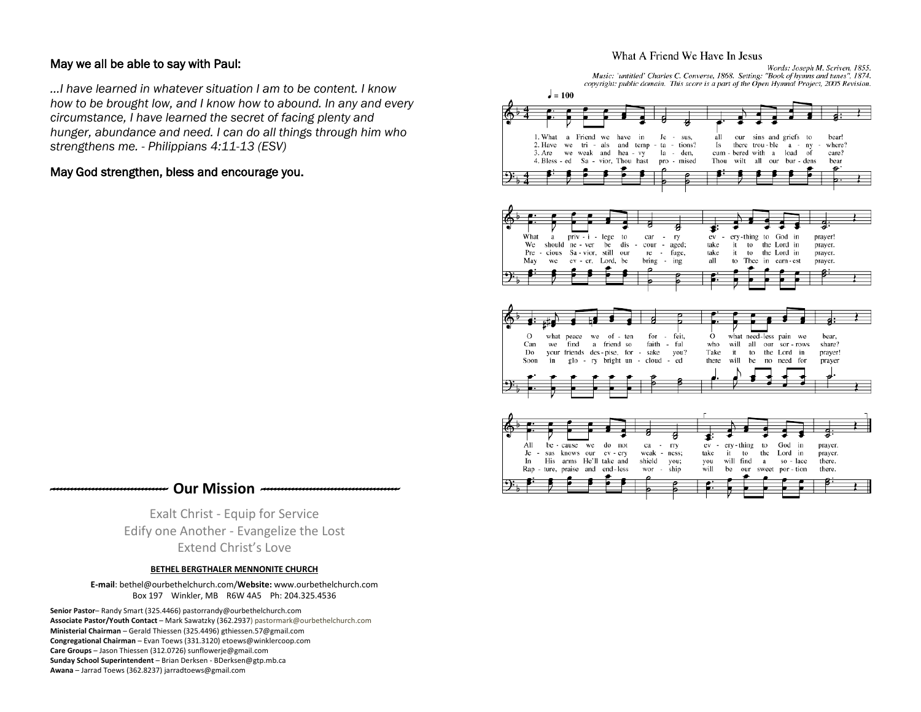**May we all be able to say with Paul:**

*…I have learned in whatever situation I am to be content. I know how to be brought low, and I know how to abound. In any and every circumstance, I have learned the secret of facing plenty and hunger, abundance and need. I can do all things through him who strengthens me. - Philippians 4:11-13 (ESV)*

**May God strengthen, bless and encourage you.**

## Our Mission

Exalt Christ - Equip for Service
Edify one Another - Evangelize the Lost
Extend Christ's Love

**BETHEL BERGTHALER MENNONITE CHURCH**

**E-mail**: bethel@ourbethelchurch.com/**Website:** www.ourbethelchurch.com
Box 197 Winkler, MB R6W 4A5 Ph: 204.325.4536

**Senior Pastor**– Randy Smart (325.4466) pastorrandy@ourbethelchurch.com
**Associate Pastor/Youth Contact** – Mark Sawatzky (362.2937) pastormark@ourbethelchurch.com
**Ministerial Chairman** – Gerald Thiessen (325.4496) gthiessen.57@gmail.com
**Congregational Chairman** – Evan Toews (331.3120) etoews@winklercoop.com
**Care Groups** – Jason Thiessen (312.0726) sunflowerje@gmail.com
**Sunday School Superintendent** – Brian Derksen - BDerksen@gtp.mb.ca
**Awana** – Jarrad Toews (362.8237) jarradtoews@gmail.com

## What A Friend We Have In Jesus

*Words: Joseph M. Scriven, 1855.*
*Music: 'untitled' Charles C. Converse, 1868. Setting: "Book of hymns and tunes", 1874.*
*copyright: public domain. This score is a part of the Open Hymnal Project, 2005 Revision.*

♩ = 100

1. What a Friend we have in Jesus, all our sins and griefs to bear! What a privilege to carry everything to God in prayer! O what peace we often forfeit, O what needless pain we bear, All because we do not carry everything to God in prayer.

2. Have we trials and temptations? Is there trouble anywhere? We should never be discouraged; take it to the Lord in prayer. Can we find a friend so faithful who will all our sorrows share? Jesus knows our every weakness; take it to the Lord in prayer.

3. Are we weak and heavy laden, cumbered with a load of care? Precious Savior, still our refuge, take it to the Lord in prayer. Do your friends despise, forsake you? Take it to the Lord in prayer! In His arms He'll take and shield you; you will find a solace there.

4. Blessed Savior, Thou hast promised Thou wilt all our burdens bear May we ever, Lord, be bringing all to Thee in earnest prayer. Soon in glory bright unclouded there will be no need for prayer Rapture, praise and endless worship will be our sweet portion there.